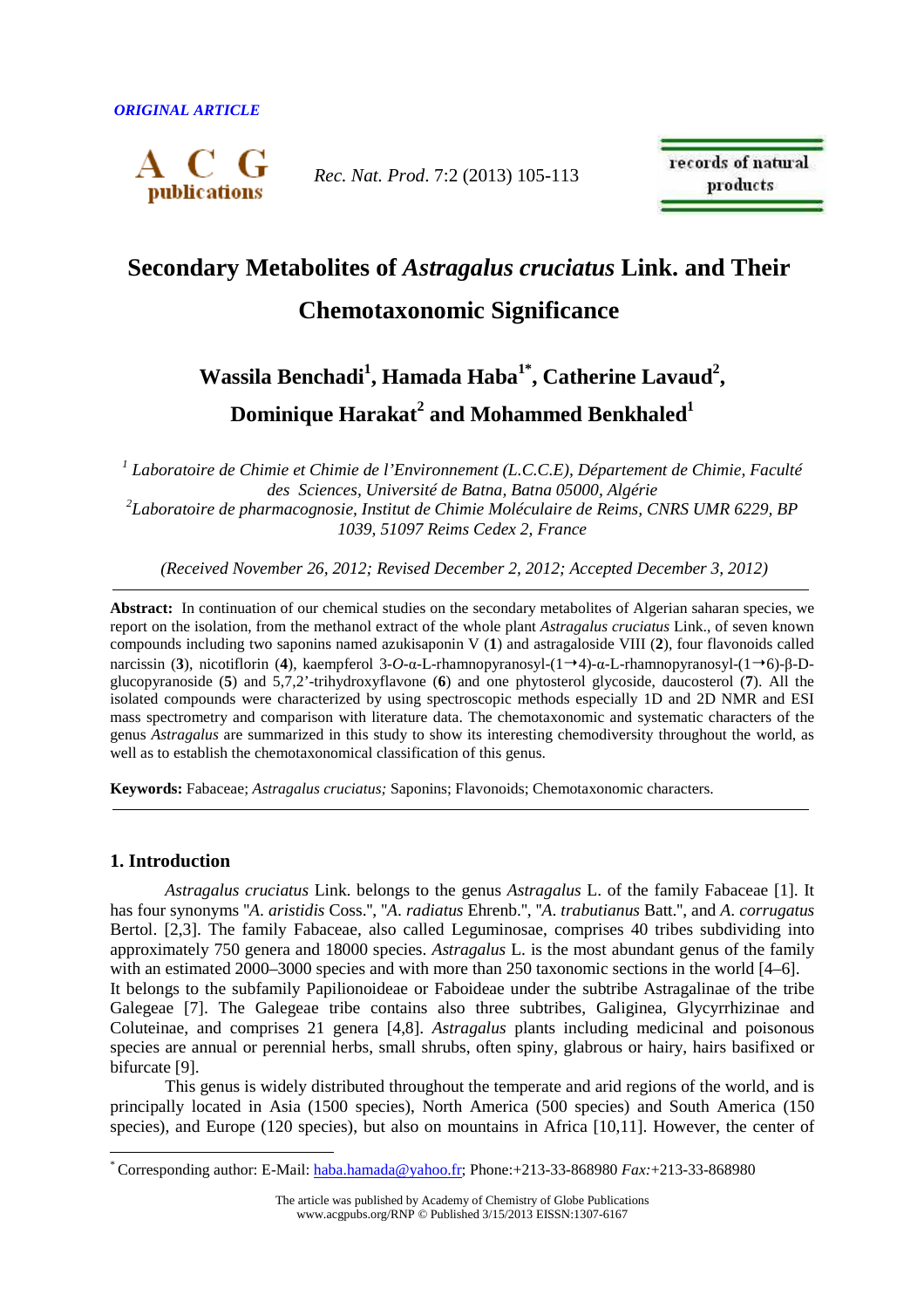*ORIGINAL ARTICLE*

# Secondary Metabolites of *Astragalus cruciatus* Link. and Their Chemotaxonomic Significance

**Wassila Benchadi[1], Hamada Haba[1*], Catherine Lavaud[2], Dominique Harakat[2] and Mohammed Benkhaled[1]**

*[1] Laboratoire de Chimie et Chimie de l'Environnement (L.C.C.E), Département de Chimie, Faculté des Sciences, Université de Batna, Batna 05000, Algérie*
*[2]Laboratoire de pharmacognosie, Institut de Chimie Moléculaire de Reims, CNRS UMR 6229, BP 1039, 51097 Reims Cedex 2, France*

*(Received November 26, 2012; Revised December 2, 2012; Accepted December 3, 2012)*

**Abstract:** In continuation of our chemical studies on the secondary metabolites of Algerian saharan species, we report on the isolation, from the methanol extract of the whole plant *Astragalus cruciatus* Link., of seven known compounds including two saponins named azukisaponin V (**1**) and astragaloside VIII (**2**), four flavonoids called narcissin (**3**), nicotiflorin (**4**), kaempferol 3-*O*-α-L-rhamnopyranosyl-(1→4)-α-L-rhamnopyranosyl-(1→6)-β-D-glucopyranoside (**5**) and 5,7,2'-trihydroxyflavone (**6**) and one phytosterol glycoside, daucosterol (**7**). All the isolated compounds were characterized by using spectroscopic methods especially 1D and 2D NMR and ESI mass spectrometry and comparison with literature data. The chemotaxonomic and systematic characters of the genus *Astragalus* are summarized in this study to show its interesting chemodiversity throughout the world, as well as to establish the chemotaxonomical classification of this genus.

**Keywords:** Fabaceae; *Astragalus cruciatus;* Saponins; Flavonoids; Chemotaxonomic characters.

## 1. Introduction

*Astragalus cruciatus* Link. belongs to the genus *Astragalus* L. of the family Fabaceae [1]. It has four synonyms "*A. aristidis* Coss.", "*A. radiatus* Ehrenb.", "*A. trabutianus* Batt.", and *A. corrugatus* Bertol. [2,3]. The family Fabaceae, also called Leguminosae, comprises 40 tribes subdividing into approximately 750 genera and 18000 species. *Astragalus* L. is the most abundant genus of the family with an estimated 2000–3000 species and with more than 250 taxonomic sections in the world [4–6]. It belongs to the subfamily Papilionoideae or Faboideae under the subtribe Astragalinae of the tribe Galegeae [7]. The Galegeae tribe contains also three subtribes, Galiginea, Glycyrrhizinae and Coluteinae, and comprises 21 genera [4,8]. *Astragalus* plants including medicinal and poisonous species are annual or perennial herbs, small shrubs, often spiny, glabrous or hairy, hairs basifixed or bifurcate [9].

This genus is widely distributed throughout the temperate and arid regions of the world, and is principally located in Asia (1500 species), North America (500 species) and South America (150 species), and Europe (120 species), but also on mountains in Africa [10,11]. However, the center of

* Corresponding author: E-Mail: haba.hamada@yahoo.fr; Phone:+213-33-868980 *Fax:*+213-33-868980

The article was published by Academy of Chemistry of Globe Publications
www.acgpubs.org/RNP © Published 3/15/2013 EISSN:1307-6167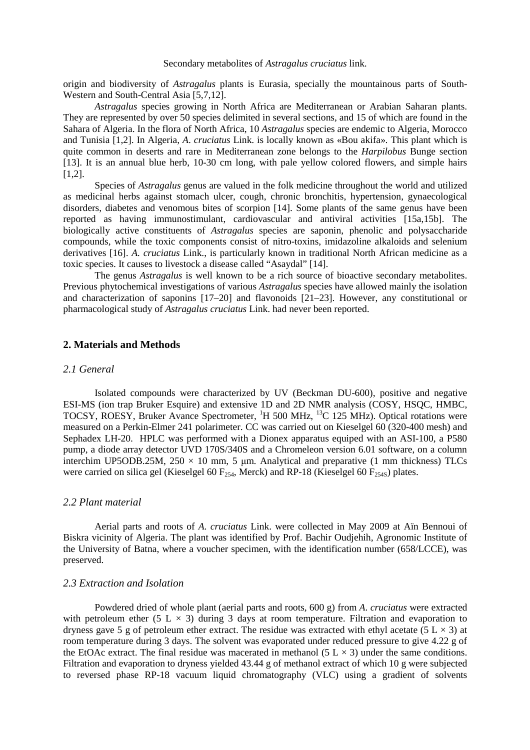origin and biodiversity of *Astragalus* plants is Eurasia, specially the mountainous parts of South-Western and South-Central Asia [5,7,12].

*Astragalus* species growing in North Africa are Mediterranean or Arabian Saharan plants. They are represented by over 50 species delimited in several sections, and 15 of which are found in the Sahara of Algeria. In the flora of North Africa, 10 *Astragalus* species are endemic to Algeria, Morocco and Tunisia [1,2]. In Algeria, *A. cruciatus* Link. is locally known as «Bou akifa». This plant which is quite common in deserts and rare in Mediterranean zone belongs to the *Harpilobus* Bunge section [13]. It is an annual blue herb, 10-30 cm long, with pale yellow colored flowers, and simple hairs [1,2].

Species of *Astragalus* genus are valued in the folk medicine throughout the world and utilized as medicinal herbs against stomach ulcer, cough, chronic bronchitis, hypertension, gynaecological disorders, diabetes and venomous bites of scorpion [14]. Some plants of the same genus have been reported as having immunostimulant, cardiovascular and antiviral activities [15a,15b]. The biologically active constituents of *Astragalus* species are saponin, phenolic and polysaccharide compounds, while the toxic components consist of nitro-toxins, imidazoline alkaloids and selenium derivatives [16]. *A. cruciatus* Link., is particularly known in traditional North African medicine as a toxic species. It causes to livestock a disease called "Asaydal" [14].

The genus *Astragalus* is well known to be a rich source of bioactive secondary metabolites. Previous phytochemical investigations of various *Astragalus* species have allowed mainly the isolation and characterization of saponins [17–20] and flavonoids [21–23]. However, any constitutional or pharmacological study of *Astragalus cruciatus* Link. had never been reported.

## 2. Materials and Methods

### *2.1 General*

Isolated compounds were characterized by UV (Beckman DU-600), positive and negative ESI-MS (ion trap Bruker Esquire) and extensive 1D and 2D NMR analysis (COSY, HSQC, HMBC, TOCSY, ROESY, Bruker Avance Spectrometer, $^{1}$H 500 MHz, $^{13}$C 125 MHz). Optical rotations were measured on a Perkin-Elmer 241 polarimeter. CC was carried out on Kieselgel 60 (320-400 mesh) and Sephadex LH-20. HPLC was performed with a Dionex apparatus equiped with an ASI-100, a P580 pump, a diode array detector UVD 170S/340S and a Chromeleon version 6.01 software, on a column interchim UP5ODB.25M, 250 × 10 mm, 5 μm. Analytical and preparative (1 mm thickness) TLCs were carried on silica gel (Kieselgel 60 $F_{254}$, Merck) and RP-18 (Kieselgel 60 $F_{254S}$) plates.

### *2.2 Plant material*

Aerial parts and roots of *A. cruciatus* Link. were collected in May 2009 at Aïn Bennoui of Biskra vicinity of Algeria. The plant was identified by Prof. Bachir Oudjehih, Agronomic Institute of the University of Batna, where a voucher specimen, with the identification number (658/LCCE), was preserved.

### *2.3 Extraction and Isolation*

Powdered dried of whole plant (aerial parts and roots, 600 g) from *A. cruciatus* were extracted with petroleum ether (5 L × 3) during 3 days at room temperature. Filtration and evaporation to dryness gave 5 g of petroleum ether extract. The residue was extracted with ethyl acetate (5 L × 3) at room temperature during 3 days. The solvent was evaporated under reduced pressure to give 4.22 g of the EtOAc extract. The final residue was macerated in methanol (5 L × 3) under the same conditions. Filtration and evaporation to dryness yielded 43.44 g of methanol extract of which 10 g were subjected to reversed phase RP-18 vacuum liquid chromatography (VLC) using a gradient of solvents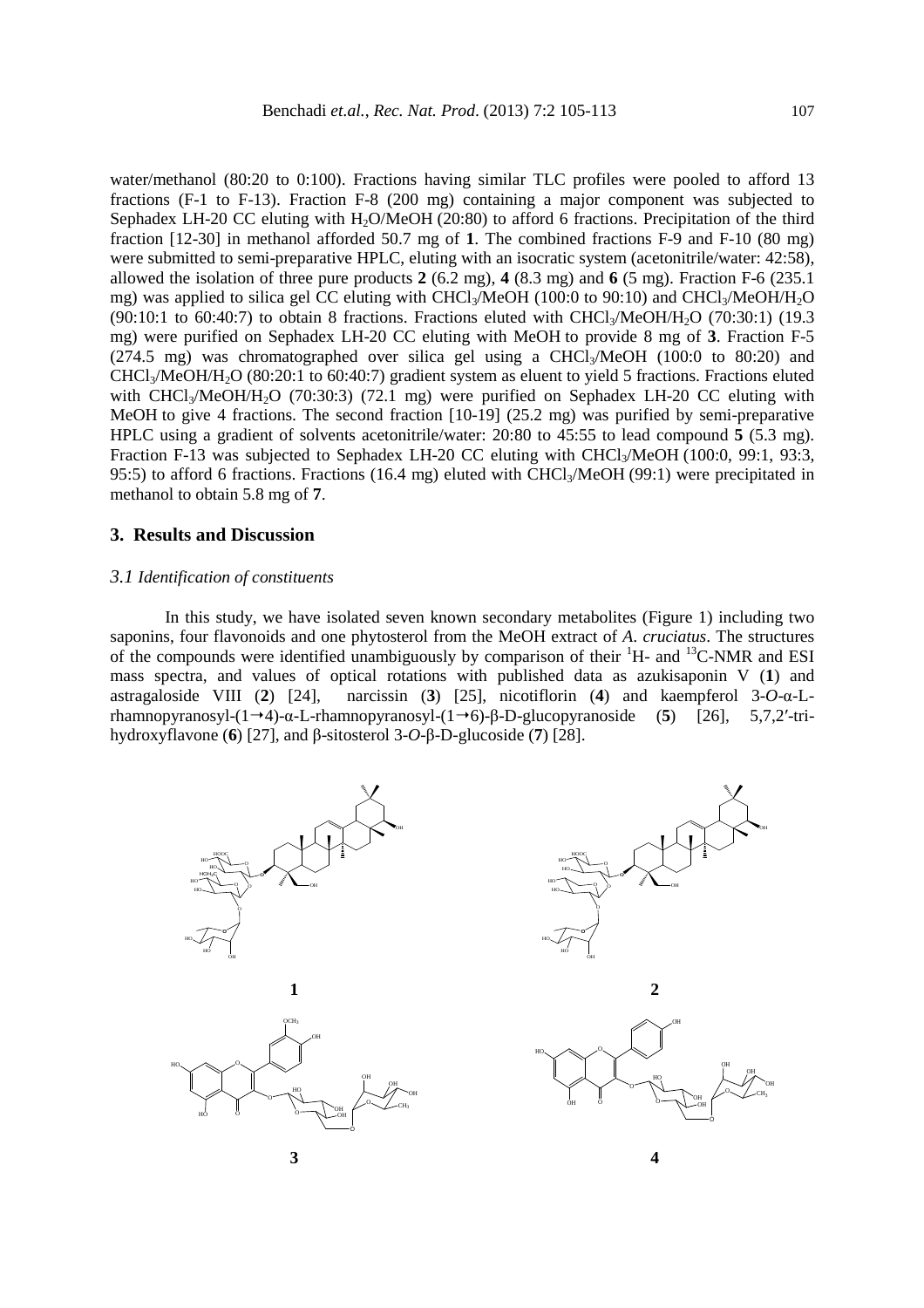water/methanol (80:20 to 0:100). Fractions having similar TLC profiles were pooled to afford 13 fractions (F-1 to F-13). Fraction F-8 (200 mg) containing a major component was subjected to Sephadex LH-20 CC eluting with $H_2O$/MeOH (20:80) to afford 6 fractions. Precipitation of the third fraction [12-30] in methanol afforded 50.7 mg of **1**. The combined fractions F-9 and F-10 (80 mg) were submitted to semi-preparative HPLC, eluting with an isocratic system (acetonitrile/water: 42:58), allowed the isolation of three pure products **2** (6.2 mg), **4** (8.3 mg) and **6** (5 mg). Fraction F-6 (235.1 mg) was applied to silica gel CC eluting with $CHCl_3$/MeOH (100:0 to 90:10) and $CHCl_3$/MeOH/$H_2O$ (90:10:1 to 60:40:7) to obtain 8 fractions. Fractions eluted with $CHCl_3$/MeOH/$H_2O$ (70:30:1) (19.3 mg) were purified on Sephadex LH-20 CC eluting with MeOH to provide 8 mg of **3**. Fraction F-5 (274.5 mg) was chromatographed over silica gel using a $CHCl_3$/MeOH (100:0 to 80:20) and $CHCl_3$/MeOH/$H_2O$ (80:20:1 to 60:40:7) gradient system as eluent to yield 5 fractions. Fractions eluted with $CHCl_3$/MeOH/$H_2O$ (70:30:3) (72.1 mg) were purified on Sephadex LH-20 CC eluting with MeOH to give 4 fractions. The second fraction [10-19] (25.2 mg) was purified by semi-preparative HPLC using a gradient of solvents acetonitrile/water: 20:80 to 45:55 to lead compound **5** (5.3 mg). Fraction F-13 was subjected to Sephadex LH-20 CC eluting with $CHCl_3$/MeOH (100:0, 99:1, 93:3, 95:5) to afford 6 fractions. Fractions (16.4 mg) eluted with $CHCl_3$/MeOH (99:1) were precipitated in methanol to obtain 5.8 mg of **7**.

## 3. Results and Discussion

### *3.1 Identification of constituents*

In this study, we have isolated seven known secondary metabolites (Figure 1) including two saponins, four flavonoids and one phytosterol from the MeOH extract of *A. cruciatus*. The structures of the compounds were identified unambiguously by comparison of their $^1$H- and $^{13}$C-NMR and ESI mass spectra, and values of optical rotations with published data as azukisaponin V (**1**) and astragaloside VIII (**2**) [24], narcissin (**3**) [25], nicotiflorin (**4**) and kaempferol 3-*O*-α-L-rhamnopyranosyl-(1→4)-α-L-rhamnopyranosyl-(1→6)-β-D-glucopyranoside (**5**) [26], 5,7,2′-tri-hydroxyflavone (**6**) [27], and β-sitosterol 3-*O*-β-D-glucoside (**7**) [28].

**1** **2**

**3** **4**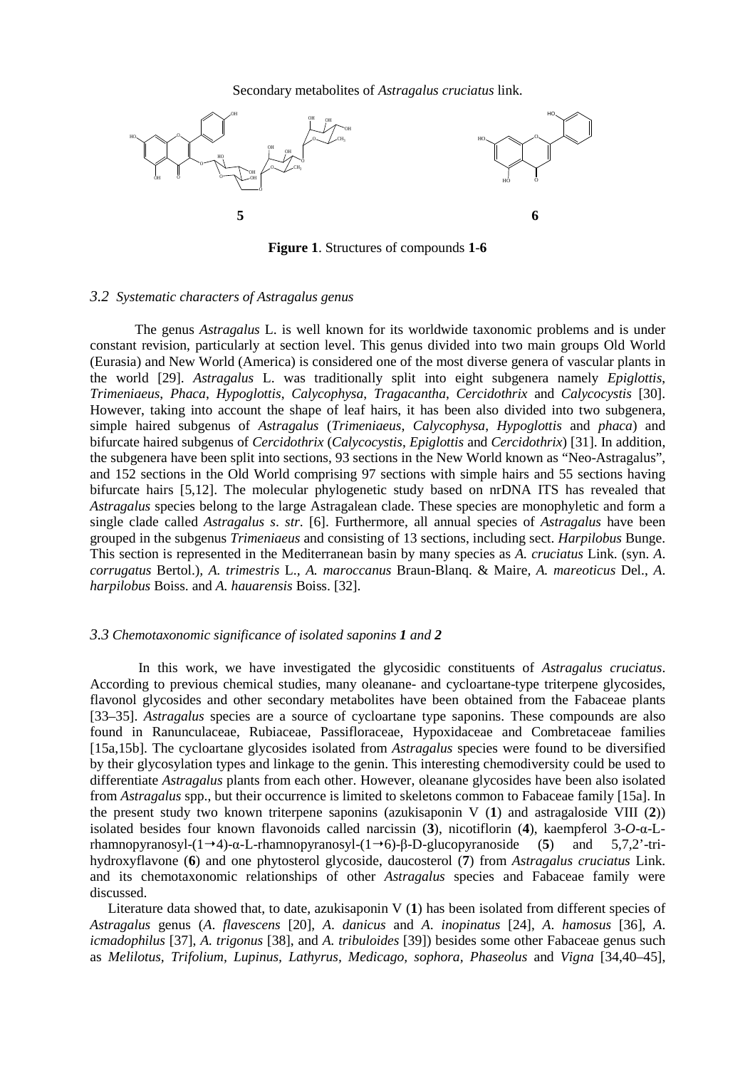Secondary metabolites of *Astragalus cruciatus* link.

**5** **6**

**Figure 1**. Structures of compounds **1-6**

### *3.2 Systematic characters of Astragalus genus*

The genus *Astragalus* L. is well known for its worldwide taxonomic problems and is under constant revision, particularly at section level. This genus divided into two main groups Old World (Eurasia) and New World (America) is considered one of the most diverse genera of vascular plants in the world [29]. *Astragalus* L. was traditionally split into eight subgenera namely *Epiglottis*, *Trimeniaeus*, *Phaca*, *Hypoglottis*, *Calycophysa*, *Tragacantha*, *Cercidothrix* and *Calycocystis* [30]. However, taking into account the shape of leaf hairs, it has been also divided into two subgenera, simple haired subgenus of *Astragalus* (*Trimeniaeus*, *Calycophysa*, *Hypoglottis* and *phaca*) and bifurcate haired subgenus of *Cercidothrix* (*Calycocystis*, *Epiglottis* and *Cercidothrix*) [31]. In addition, the subgenera have been split into sections, 93 sections in the New World known as "Neo-Astragalus", and 152 sections in the Old World comprising 97 sections with simple hairs and 55 sections having bifurcate hairs [5,12]. The molecular phylogenetic study based on nrDNA ITS has revealed that *Astragalus* species belong to the large Astragalean clade. These species are monophyletic and form a single clade called *Astragalus s*. *str.* [6]. Furthermore, all annual species of *Astragalus* have been grouped in the subgenus *Trimeniaeus* and consisting of 13 sections, including sect. *Harpilobus* Bunge. This section is represented in the Mediterranean basin by many species as *A. cruciatus* Link. (syn. *A*. *corrugatus* Bertol.), *A. trimestris* L., *A. maroccanus* Braun-Blanq. & Maire, *A. mareoticus* Del., *A*. *harpilobus* Boiss. and *A. hauarensis* Boiss. [32].

### *3.3 Chemotaxonomic significance of isolated saponins **1** and **2***

In this work, we have investigated the glycosidic constituents of *Astragalus cruciatus*. According to previous chemical studies, many oleanane- and cycloartane-type triterpene glycosides, flavonol glycosides and other secondary metabolites have been obtained from the Fabaceae plants [33–35]. *Astragalus* species are a source of cycloartane type saponins. These compounds are also found in Ranunculaceae, Rubiaceae, Passifloraceae, Hypoxidaceae and Combretaceae families [15a,15b]. The cycloartane glycosides isolated from *Astragalus* species were found to be diversified by their glycosylation types and linkage to the genin. This interesting chemodiversity could be used to differentiate *Astragalus* plants from each other. However, oleanane glycosides have been also isolated from *Astragalus* spp., but their occurrence is limited to skeletons common to Fabaceae family [15a]. In the present study two known triterpene saponins (azukisaponin V (**1**) and astragaloside VIII (**2**)) isolated besides four known flavonoids called narcissin (**3**), nicotiflorin (**4**), kaempferol 3-*O*-α-L-rhamnopyranosyl-(1→4)-α-L-rhamnopyranosyl-(1→6)-β-D-glucopyranoside (**5**) and 5,7,2'-tri-hydroxyflavone (**6**) and one phytosterol glycoside, daucosterol (**7**) from *Astragalus cruciatus* Link. and its chemotaxonomic relationships of other *Astragalus* species and Fabaceae family were discussed.

Literature data showed that, to date, azukisaponin V (**1**) has been isolated from different species of *Astragalus* genus (*A*. *flavescens* [20], *A. danicus* and *A. inopinatus* [24], *A. hamosus* [36], *A*. *icmadophilus* [37], *A. trigonus* [38], and *A. tribuloides* [39]) besides some other Fabaceae genus such as *Melilotus*, *Trifolium*, *Lupinus*, *Lathyrus*, *Medicago*, *sophora*, *Phaseolus* and *Vigna* [34,40–45],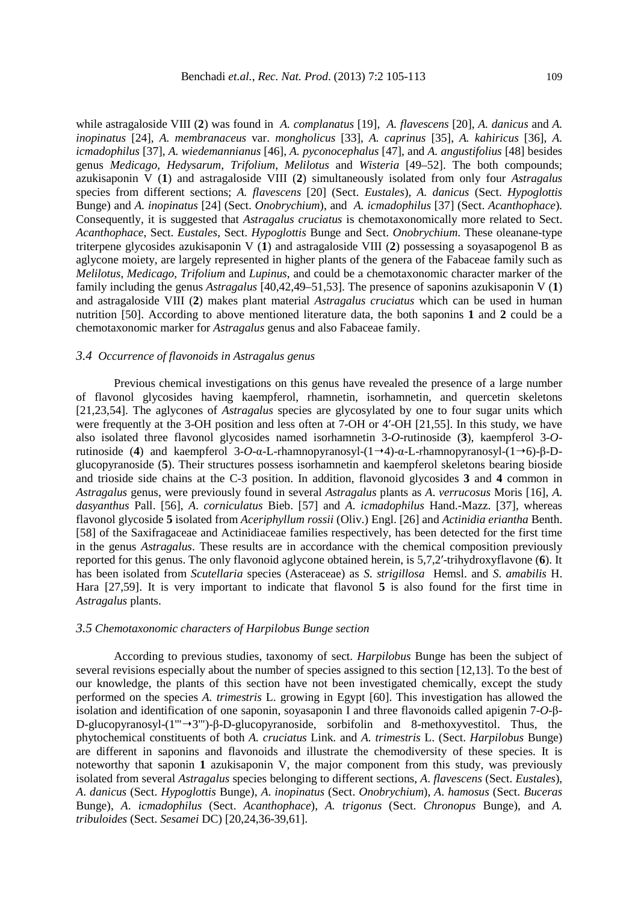while astragaloside VIII (**2**) was found in *A. complanatus* [19], *A. flavescens* [20], *A. danicus* and *A. inopinatus* [24], *A. membranaceus* var. *mongholicus* [33], *A. caprinus* [35], *A. kahiricus* [36], *A. icmadophilus* [37], *A. wiedemannianus* [46], *A. pyconocephalus* [47], and *A. angustifolius* [48] besides genus *Medicago*, *Hedysarum*, *Trifolium*, *Melilotus* and *Wisteria* [49–52]. The both compounds; azukisaponin V (**1**) and astragaloside VIII (**2**) simultaneously isolated from only four *Astragalus* species from different sections; *A. flavescens* [20] (Sect. *Eustales*), *A. danicus* (Sect. *Hypoglottis* Bunge) and *A. inopinatus* [24] (Sect. *Onobrychium*), and *A. icmadophilus* [37] (Sect. *Acanthophace*). Consequently, it is suggested that *Astragalus cruciatus* is chemotaxonomically more related to Sect. *Acanthophace*, Sect. *Eustales*, Sect. *Hypoglottis* Bunge and Sect. *Onobrychium*. These oleanane-type triterpene glycosides azukisaponin V (**1**) and astragaloside VIII (**2**) possessing a soyasapogenol B as aglycone moiety, are largely represented in higher plants of the genera of the Fabaceae family such as *Melilotus*, *Medicago*, *Trifolium* and *Lupinus*, and could be a chemotaxonomic character marker of the family including the genus *Astragalus* [40,42,49–51,53]. The presence of saponins azukisaponin V (**1**) and astragaloside VIII (**2**) makes plant material *Astragalus cruciatus* which can be used in human nutrition [50]. According to above mentioned literature data, the both saponins **1** and **2** could be a chemotaxonomic marker for *Astragalus* genus and also Fabaceae family.

### *3.4 Occurrence of flavonoids in Astragalus genus*

Previous chemical investigations on this genus have revealed the presence of a large number of flavonol glycosides having kaempferol, rhamnetin, isorhamnetin, and quercetin skeletons [21,23,54]. The aglycones of *Astragalus* species are glycosylated by one to four sugar units which were frequently at the 3-OH position and less often at 7-OH or 4′-OH [21,55]. In this study, we have also isolated three flavonol glycosides named isorhamnetin 3-*O*-rutinoside (**3**), kaempferol 3-*O*-rutinoside (**4**) and kaempferol 3-*O*-α-L-rhamnopyranosyl-(1→4)-α-L-rhamnopyranosyl-(1→6)-β-D-glucopyranoside (**5**). Their structures possess isorhamnetin and kaempferol skeletons bearing bioside and trioside side chains at the C-3 position. In addition, flavonoid glycosides **3** and **4** common in *Astragalus* genus, were previously found in several *Astragalus* plants as *A. verrucosus* Moris [16], *A. dasyanthus* Pall. [56], *A. corniculatus* Bieb. [57] and *A. icmadophilus* Hand.-Mazz. [37], whereas flavonol glycoside **5** isolated from *Aceriphyllum rossii* (Oliv.) Engl. [26] and *Actinidia eriantha* Benth. [58] of the Saxifragaceae and Actinidiaceae families respectively, has been detected for the first time in the genus *Astragalus*. These results are in accordance with the chemical composition previously reported for this genus. The only flavonoid aglycone obtained herein, is 5,7,2′-trihydroxyflavone (**6**). It has been isolated from *Scutellaria* species (Asteraceae) as *S. strigillosa* Hemsl. and *S. amabilis* H. Hara [27,59]. It is very important to indicate that flavonol **5** is also found for the first time in *Astragalus* plants.

### *3.5 Chemotaxonomic characters of Harpilobus Bunge section*

According to previous studies, taxonomy of sect. *Harpilobus* Bunge has been the subject of several revisions especially about the number of species assigned to this section [12,13]. To the best of our knowledge, the plants of this section have not been investigated chemically, except the study performed on the species *A. trimestris* L. growing in Egypt [60]. This investigation has allowed the isolation and identification of one saponin, soyasaponin I and three flavonoids called apigenin 7-*O*-β-D-glucopyranosyl-(1′′′→3′′′)-β-D-glucopyranoside, sorbifolin and 8-methoxyvestitol. Thus, the phytochemical constituents of both *A. cruciatus* Link. and *A. trimestris* L. (Sect. *Harpilobus* Bunge) are different in saponins and flavonoids and illustrate the chemodiversity of these species. It is noteworthy that saponin **1** azukisaponin V, the major component from this study, was previously isolated from several *Astragalus* species belonging to different sections, *A. flavescens* (Sect. *Eustales*), *A. danicus* (Sect. *Hypoglottis* Bunge), *A. inopinatus* (Sect. *Onobrychium*), *A. hamosus* (Sect. *Buceras* Bunge), *A. icmadophilus* (Sect. *Acanthophace*), *A. trigonus* (Sect. *Chronopus* Bunge), and *A. tribuloides* (Sect. *Sesamei* DC) [20,24,36-39,61].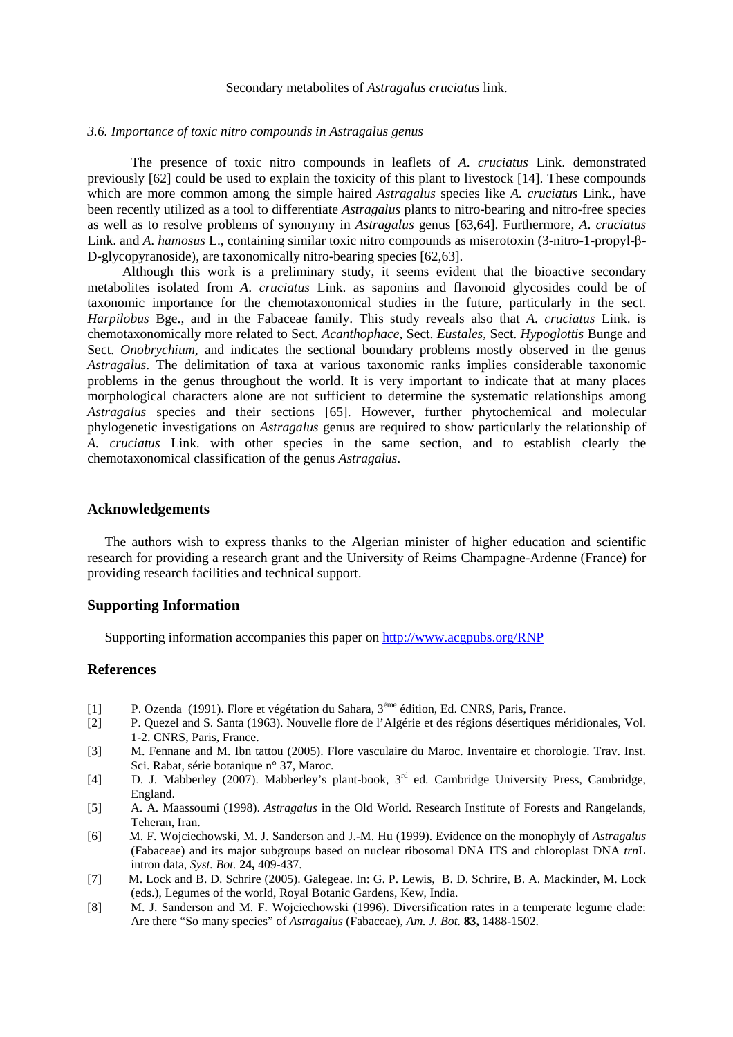### *3.6. Importance of toxic nitro compounds in Astragalus genus*

The presence of toxic nitro compounds in leaflets of *A. cruciatus* Link. demonstrated previously [62] could be used to explain the toxicity of this plant to livestock [14]. These compounds which are more common among the simple haired *Astragalus* species like *A. cruciatus* Link., have been recently utilized as a tool to differentiate *Astragalus* plants to nitro-bearing and nitro-free species as well as to resolve problems of synonymy in *Astragalus* genus [63,64]. Furthermore, *A. cruciatus* Link. and *A. hamosus* L., containing similar toxic nitro compounds as miserotoxin (3-nitro-1-propyl-β-D-glycopyranoside), are taxonomically nitro-bearing species [62,63].

Although this work is a preliminary study, it seems evident that the bioactive secondary metabolites isolated from *A. cruciatus* Link. as saponins and flavonoid glycosides could be of taxonomic importance for the chemotaxonomical studies in the future, particularly in the sect. *Harpilobus* Bge., and in the Fabaceae family. This study reveals also that *A. cruciatus* Link. is chemotaxonomically more related to Sect. *Acanthophace*, Sect. *Eustales*, Sect. *Hypoglottis* Bunge and Sect. *Onobrychium*, and indicates the sectional boundary problems mostly observed in the genus *Astragalus*. The delimitation of taxa at various taxonomic ranks implies considerable taxonomic problems in the genus throughout the world. It is very important to indicate that at many places morphological characters alone are not sufficient to determine the systematic relationships among *Astragalus* species and their sections [65]. However, further phytochemical and molecular phylogenetic investigations on *Astragalus* genus are required to show particularly the relationship of *A. cruciatus* Link. with other species in the same section, and to establish clearly the chemotaxonomical classification of the genus *Astragalus*.

## Acknowledgements

The authors wish to express thanks to the Algerian minister of higher education and scientific research for providing a research grant and the University of Reims Champagne-Ardenne (France) for providing research facilities and technical support.

## Supporting Information

Supporting information accompanies this paper on http://www.acgpubs.org/RNP

## References

[1] P. Ozenda (1991). Flore et végétation du Sahara, 3ème édition, Ed. CNRS, Paris, France.

[2] P. Quezel and S. Santa (1963). Nouvelle flore de l'Algérie et des régions désertiques méridionales, Vol. 1-2. CNRS, Paris, France.

[3] M. Fennane and M. Ibn tattou (2005). Flore vasculaire du Maroc. Inventaire et chorologie. Trav. Inst. Sci. Rabat, série botanique n° 37, Maroc.

[4] D. J. Mabberley (2007). Mabberley's plant-book, 3rd ed. Cambridge University Press, Cambridge, England.

[5] A. A. Maassoumi (1998). *Astragalus* in the Old World. Research Institute of Forests and Rangelands, Teheran, Iran.

[6] M. F. Wojciechowski, M. J. Sanderson and J.-M. Hu (1999). Evidence on the monophyly of *Astragalus* (Fabaceae) and its major subgroups based on nuclear ribosomal DNA ITS and chloroplast DNA *trn*L intron data, *Syst. Bot.* **24,** 409-437.

[7] M. Lock and B. D. Schrire (2005). Galegeae. In: G. P. Lewis, B. D. Schrire, B. A. Mackinder, M. Lock (eds.), Legumes of the world, Royal Botanic Gardens, Kew, India.

[8] M. J. Sanderson and M. F. Wojcechowski (1996). Diversification rates in a temperate legume clade: Are there "So many species" of *Astragalus* (Fabaceae), *Am. J. Bot.* **83,** 1488-1502.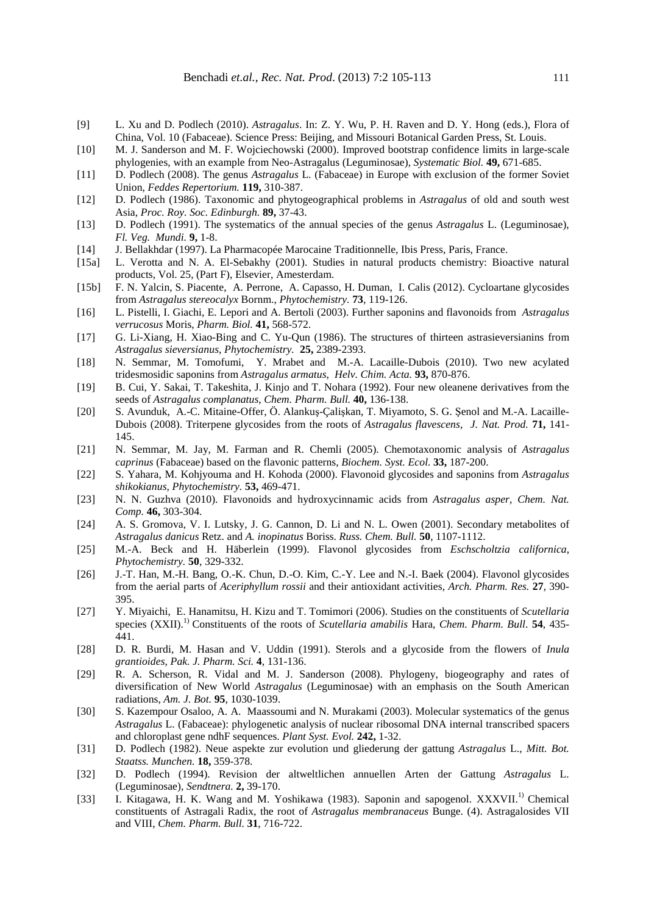[9] L. Xu and D. Podlech (2010). *Astragalus*. In: Z. Y. Wu, P. H. Raven and D. Y. Hong (eds.), Flora of China, Vol. 10 (Fabaceae). Science Press: Beijing, and Missouri Botanical Garden Press, St. Louis.

[10] M. J. Sanderson and M. F. Wojciechowski (2000). Improved bootstrap confidence limits in large-scale phylogenies, with an example from Neo-Astragalus (Leguminosae), *Systematic Biol.* **49,** 671-685.

[11] D. Podlech (2008). The genus *Astragalus* L. (Fabaceae) in Europe with exclusion of the former Soviet Union, *Feddes Repertorium.* **119,** 310-387.

[12] D. Podlech (1986). Taxonomic and phytogeographical problems in *Astragalus* of old and south west Asia, *Proc. Roy. Soc. Edinburgh.* **89,** 37-43.

[13] D. Podlech (1991). The systematics of the annual species of the genus *Astragalus* L. (Leguminosae), *Fl. Veg. Mundi.* **9,** 1-8.

[14] J. Bellakhdar (1997). La Pharmacopée Marocaine Traditionnelle, Ibis Press, Paris, France.

[15a] L. Verotta and N. A. El-Sebakhy (2001). Studies in natural products chemistry: Bioactive natural products, Vol. 25, (Part F), Elsevier, Amesterdam.

[15b] F. N. Yalcin, S. Piacente, A. Perrone, A. Capasso, H. Duman, I. Calis (2012). Cycloartane glycosides from *Astragalus stereocalyx* Bornm., *Phytochemistry.* **73**, 119-126.

[16] L. Pistelli, I. Giachi, E. Lepori and A. Bertoli (2003). Further saponins and flavonoids from *Astragalus verrucosus* Moris, *Pharm. Biol.* **41,** 568-572.

[17] G. Li-Xiang, H. Xiao-Bing and C. Yu-Qun (1986). The structures of thirteen astrasieversianins from *Astragalus sieversianus*, *Phytochemistry.* **25,** 2389-2393.

[18] N. Semmar, M. Tomofumi, Y. Mrabet and M.-A. Lacaille-Dubois (2010). Two new acylated tridesmosidic saponins from *Astragalus armatus*, *Helv. Chim. Acta.* **93,** 870-876.

[19] B. Cui, Y. Sakai, T. Takeshita, J. Kinjo and T. Nohara (1992). Four new oleanene derivatives from the seeds of *Astragalus complanatus*, *Chem. Pharm. Bull.* **40,** 136-138.

[20] S. Avunduk, A.-C. Mitaine-Offer, Ö. Alankuş-Çalişkan, T. Miyamoto, S. G. Şenol and M.-A. Lacaille-Dubois (2008). Triterpene glycosides from the roots of *Astragalus flavescens*, *J. Nat. Prod.* **71,** 141-145.

[21] N. Semmar, M. Jay, M. Farman and R. Chemli (2005). Chemotaxonomic analysis of *Astragalus caprinus* (Fabaceae) based on the flavonic patterns, *Biochem. Syst. Ecol.* **33,** 187-200.

[22] S. Yahara, M. Kohjyouma and H. Kohoda (2000). Flavonoid glycosides and saponins from *Astragalus shikokianus*, *Phytochemistry.* **53,** 469-471.

[23] N. N. Guzhva (2010). Flavonoids and hydroxycinnamic acids from *Astragalus asper*, *Chem. Nat. Comp.* **46,** 303-304.

[24] A. S. Gromova, V. I. Lutsky, J. G. Cannon, D. Li and N. L. Owen (2001). Secondary metabolites of *Astragalus danicus* Retz. and *A. inopinatus* Boriss. *Russ. Chem. Bull.* **50**, 1107-1112.

[25] M.-A. Beck and H. Häberlein (1999). Flavonol glycosides from *Eschscholtzia californica*, *Phytochemistry.* **50**, 329-332.

[26] J.-T. Han, M.-H. Bang, O.-K. Chun, D.-O. Kim, C.-Y. Lee and N.-I. Baek (2004). Flavonol glycosides from the aerial parts of *Aceriphyllum rossii* and their antioxidant activities, *Arch. Pharm. Res.* **27**, 390-395.

[27] Y. Miyaichi, E. Hanamitsu, H. Kizu and T. Tomimori (2006). Studies on the constituents of *Scutellaria* species (XXII).[1)] Constituents of the roots of *Scutellaria amabilis* Hara, *Chem. Pharm. Bull*. **54**, 435-441.

[28] D. R. Burdi, M. Hasan and V. Uddin (1991). Sterols and a glycoside from the flowers of *Inula grantioides*, *Pak. J. Pharm. Sci.* **4**, 131-136.

[29] R. A. Scherson, R. Vidal and M. J. Sanderson (2008). Phylogeny, biogeography and rates of diversification of New World *Astragalus* (Leguminosae) with an emphasis on the South American radiations, *Am. J. Bot.* **95**, 1030-1039.

[30] S. Kazempour Osaloo, A. A. Maassoumi and N. Murakami (2003). Molecular systematics of the genus *Astragalus* L. (Fabaceae): phylogenetic analysis of nuclear ribosomal DNA internal transcribed spacers and chloroplast gene ndhF sequences. *Plant Syst. Evol.* **242,** 1-32.

[31] D. Podlech (1982). Neue aspekte zur evolution und gliederung der gattung *Astragalus* L., *Mitt. Bot. Staatss. Munchen.* **18,** 359-378.

[32] D. Podlech (1994). Revision der altweltlichen annuellen Arten der Gattung *Astragalus* L. (Leguminosae), *Sendtnera.* **2,** 39-170.

[33] I. Kitagawa, H. K. Wang and M. Yoshikawa (1983). Saponin and sapogenol. XXXVII.[1)] Chemical constituents of Astragali Radix, the root of *Astragalus membranaceus* Bunge. (4). Astragalosides VII and VIII, *Chem. Pharm. Bull.* **31**, 716-722.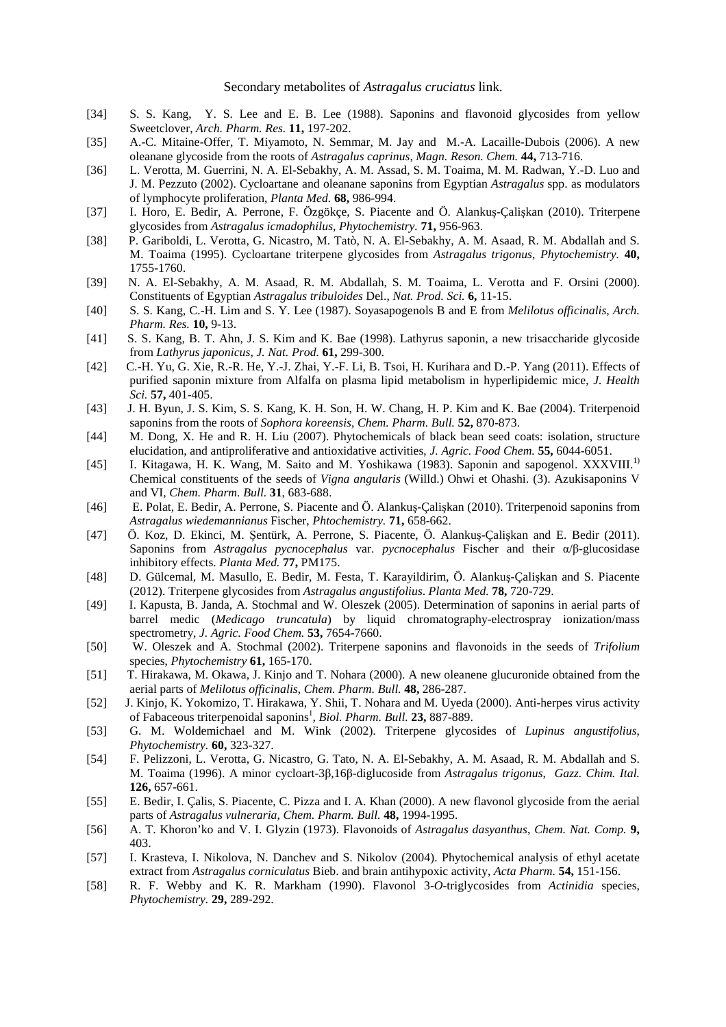[34] S. S. Kang, Y. S. Lee and E. B. Lee (1988). Saponins and flavonoid glycosides from yellow Sweetclover, *Arch. Pharm. Res.* **11,** 197-202.

[35] A.-C. Mitaine-Offer, T. Miyamoto, N. Semmar, M. Jay and M.-A. Lacaille-Dubois (2006). A new oleanane glycoside from the roots of *Astragalus caprinus*, *Magn. Reson. Chem.* **44,** 713-716.

[36] L. Verotta, M. Guerrini, N. A. El-Sebakhy, A. M. Assad, S. M. Toaima, M. M. Radwan, Y.-D. Luo and J. M. Pezzuto (2002). Cycloartane and oleanane saponins from Egyptian *Astragalus* spp. as modulators of lymphocyte proliferation, *Planta Med.* **68,** 986-994.

[37] I. Horo, E. Bedir, A. Perrone, F. Özgökçe, S. Piacente and Ö. Alankuş-Çalişkan (2010). Triterpene glycosides from *Astragalus icmadophilus*, *Phytochemistry.* **71,** 956-963.

[38] P. Gariboldi, L. Verotta, G. Nicastro, M. Tatò, N. A. El-Sebakhy, A. M. Asaad, R. M. Abdallah and S. M. Toaima (1995). Cycloartane triterpene glycosides from *Astragalus trigonus*, *Phytochemistry.* **40,** 1755-1760.

[39] N. A. El-Sebakhy, A. M. Asaad, R. M. Abdallah, S. M. Toaima, L. Verotta and F. Orsini (2000). Constituents of Egyptian *Astragalus tribuloides* Del., *Nat. Prod. Sci.* **6,** 11-15.

[40] S. S. Kang, C.-H. Lim and S. Y. Lee (1987). Soyasapogenols B and E from *Melilotus officinalis*, *Arch. Pharm. Res.* **10,** 9-13.

[41] S. S. Kang, B. T. Ahn, J. S. Kim and K. Bae (1998). Lathyrus saponin, a new trisaccharide glycoside from *Lathyrus japonicus*, *J. Nat. Prod.* **61,** 299-300.

[42] C.-H. Yu, G. Xie, R.-R. He, Y.-J. Zhai, Y.-F. Li, B. Tsoi, H. Kurihara and D.-P. Yang (2011). Effects of purified saponin mixture from Alfalfa on plasma lipid metabolism in hyperlipidemic mice, *J. Health Sci.* **57,** 401-405.

[43] J. H. Byun, J. S. Kim, S. S. Kang, K. H. Son, H. W. Chang, H. P. Kim and K. Bae (2004). Triterpenoid saponins from the roots of *Sophora koreensis*, *Chem. Pharm. Bull.* **52,** 870-873.

[44] M. Dong, X. He and R. H. Liu (2007). Phytochemicals of black bean seed coats: isolation, structure elucidation, and antiproliferative and antioxidative activities, *J. Agric. Food Chem.* **55,** 6044-6051.

[45] I. Kitagawa, H. K. Wang, M. Saito and M. Yoshikawa (1983). Saponin and sapogenol. XXXVIII.[1)] Chemical constituents of the seeds of *Vigna angularis* (Willd.) Ohwi et Ohashi. (3). Azukisaponins V and VI, *Chem. Pharm. Bull.* **31**, 683-688.

[46] E. Polat, E. Bedir, A. Perrone, S. Piacente and Ö. Alankuş-Çalişkan (2010). Triterpenoid saponins from *Astragalus wiedemannianus* Fischer, *Phtochemistry.* **71,** 658-662.

[47] Ö. Koz, D. Ekinci, M. Şentürk, A. Perrone, S. Piacente, Ö. Alankuş-Çalişkan and E. Bedir (2011). Saponins from *Astragalus pycnocephalus* var. *pycnocephalus* Fischer and their α/β-glucosidase inhibitory effects. *Planta Med.* **77,** PM175.

[48] D. Gülcemal, M. Masullo, E. Bedir, M. Festa, T. Karayildirim, Ö. Alankuş-Çalişkan and S. Piacente (2012). Triterpene glycosides from *Astragalus angustifolius*. *Planta Med.* **78,** 720-729.

[49] I. Kapusta, B. Janda, A. Stochmal and W. Oleszek (2005). Determination of saponins in aerial parts of barrel medic (*Medicago truncatula*) by liquid chromatography-electrospray ionization/mass spectrometry, *J. Agric. Food Chem.* **53,** 7654-7660.

[50] W. Oleszek and A. Stochmal (2002). Triterpene saponins and flavonoids in the seeds of *Trifolium* species, *Phytochemistry* **61,** 165-170.

[51] T. Hirakawa, M. Okawa, J. Kinjo and T. Nohara (2000). A new oleanene glucuronide obtained from the aerial parts of *Melilotus officinalis*, *Chem. Pharm. Bull.* **48,** 286-287.

[52] J. Kinjo, K. Yokomizo, T. Hirakawa, Y. Shii, T. Nohara and M. Uyeda (2000). Anti-herpes virus activity of Fabaceous triterpenoidal saponins[1], *Biol. Pharm. Bull.* **23,** 887-889.

[53] G. M. Woldemichael and M. Wink (2002). Triterpene glycosides of *Lupinus angustifolius*, *Phytochemistry.* **60,** 323-327.

[54] F. Pelizzoni, L. Verotta, G. Nicastro, G. Tato, N. A. El-Sebakhy, A. M. Asaad, R. M. Abdallah and S. M. Toaima (1996). A minor cycloart-3β,16β-diglucoside from *Astragalus trigonus*, *Gazz. Chim. Ital.* **126,** 657-661.

[55] E. Bedir, I. Çalis, S. Piacente, C. Pizza and I. A. Khan (2000). A new flavonol glycoside from the aerial parts of *Astragalus vulneraria*, *Chem. Pharm. Bull.* **48,** 1994-1995.

[56] A. T. Khoron'ko and V. I. Glyzin (1973). Flavonoids of *Astragalus dasyanthus*, *Chem. Nat. Comp.* **9,** 403.

[57] I. Krasteva, I. Nikolova, N. Danchev and S. Nikolov (2004). Phytochemical analysis of ethyl acetate extract from *Astragalus corniculatus* Bieb. and brain antihypoxic activity, *Acta Pharm.* **54,** 151-156.

[58] R. F. Webby and K. R. Markham (1990). Flavonol 3-*O*-triglycosides from *Actinidia* species, *Phytochemistry.* **29,** 289-292.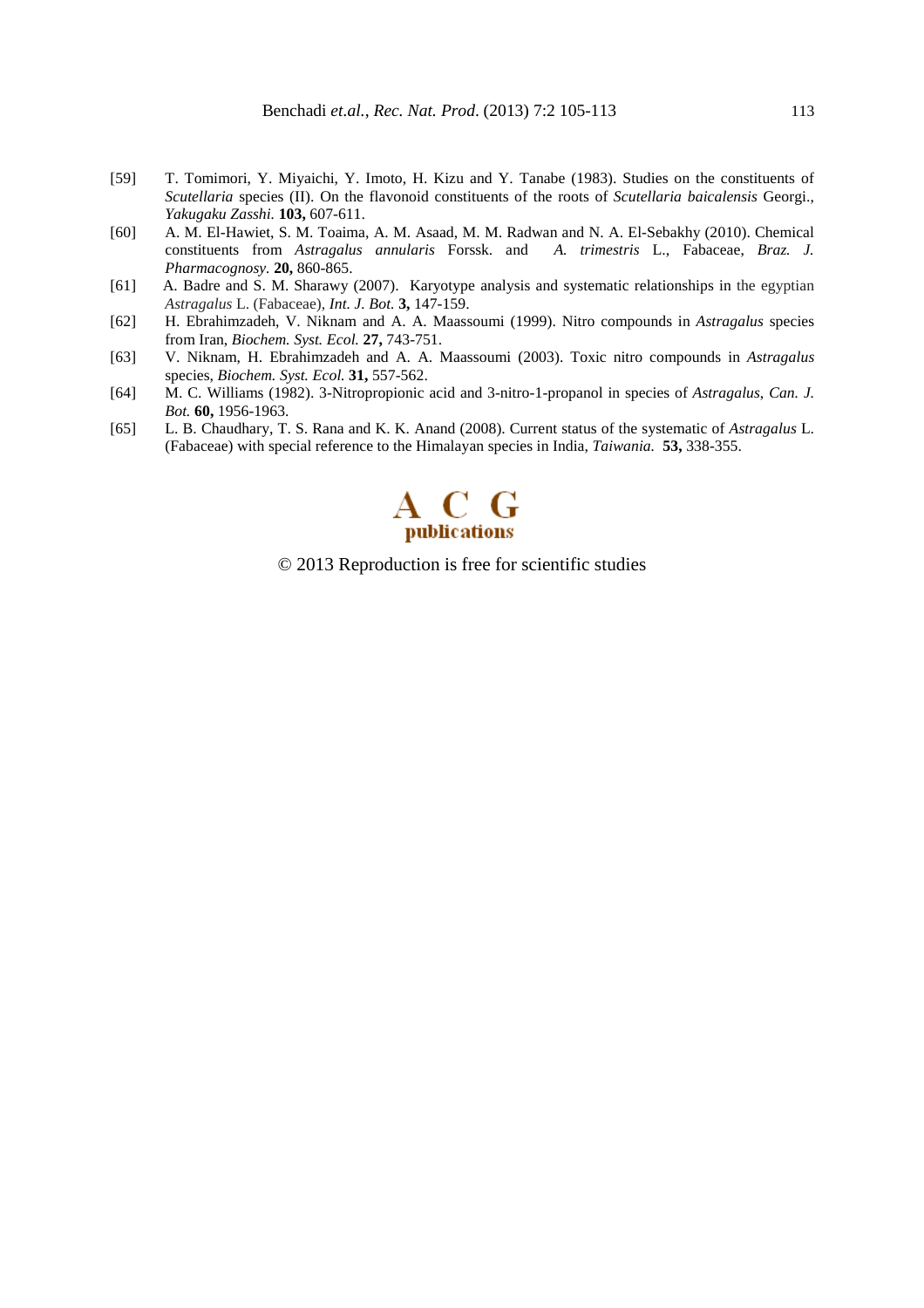[59] T. Tomimori, Y. Miyaichi, Y. Imoto, H. Kizu and Y. Tanabe (1983). Studies on the constituents of *Scutellaria* species (II). On the flavonoid constituents of the roots of *Scutellaria baicalensis* Georgi., *Yakugaku Zasshi.* **103,** 607-611.

[60] A. M. El-Hawiet, S. M. Toaima, A. M. Asaad, M. M. Radwan and N. A. El-Sebakhy (2010). Chemical constituents from *Astragalus annularis* Forssk. and *A. trimestris* L., Fabaceae, *Braz. J. Pharmacognosy.* **20,** 860-865.

[61] A. Badre and S. M. Sharawy (2007). Karyotype analysis and systematic relationships in the egyptian *Astragalus* L. (Fabaceae), *Int. J. Bot.* **3,** 147-159.

[62] H. Ebrahimzadeh, V. Niknam and A. A. Maassoumi (1999). Nitro compounds in *Astragalus* species from Iran, *Biochem. Syst. Ecol.* **27,** 743-751.

[63] V. Niknam, H. Ebrahimzadeh and A. A. Maassoumi (2003). Toxic nitro compounds in *Astragalus* species, *Biochem. Syst. Ecol.* **31,** 557-562.

[64] M. C. Williams (1982). 3-Nitropropionic acid and 3-nitro-1-propanol in species of *Astragalus*, *Can. J. Bot.* **60,** 1956-1963.

[65] L. B. Chaudhary, T. S. Rana and K. K. Anand (2008). Current status of the systematic of *Astragalus* L. (Fabaceae) with special reference to the Himalayan species in India, *Taiwania.* **53,** 338-355.

A C G
publications

© 2013 Reproduction is free for scientific studies